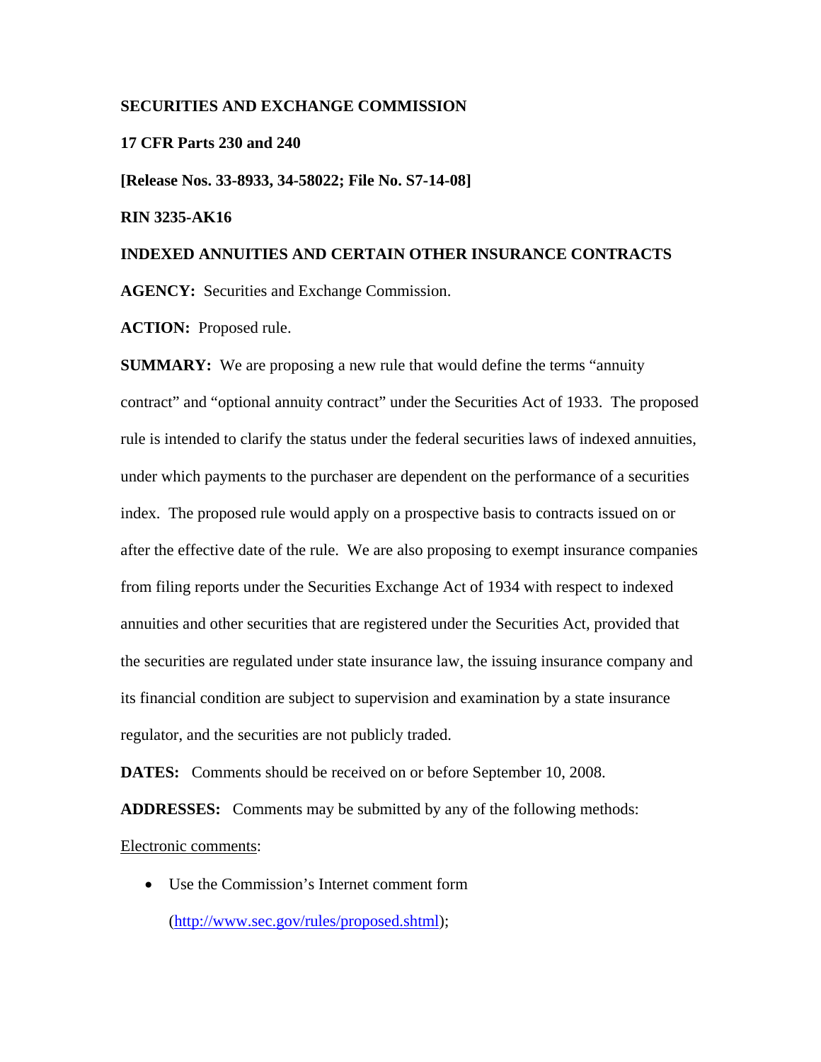**SECURITIES AND EXCHANGE COMMISSION**

**17 CFR Parts 230 and 240**

**[Release Nos. 33-8933, 34-58022; File No. S7-14-08]**

**RIN 3235-AK16**

**INDEXED ANNUITIES AND CERTAIN OTHER INSURANCE CONTRACTS**

**AGENCY:** Securities and Exchange Commission.

**ACTION:** Proposed rule.

**SUMMARY:** We are proposing a new rule that would define the terms "annuity contract" and "optional annuity contract" under the Securities Act of 1933. The proposed rule is intended to clarify the status under the federal securities laws of indexed annuities, under which payments to the purchaser are dependent on the performance of a securities index. The proposed rule would apply on a prospective basis to contracts issued on or after the effective date of the rule. We are also proposing to exempt insurance companies from filing reports under the Securities Exchange Act of 1934 with respect to indexed annuities and other securities that are registered under the Securities Act, provided that the securities are regulated under state insurance law, the issuing insurance company and its financial condition are subject to supervision and examination by a state insurance regulator, and the securities are not publicly traded.

**DATES:** Comments should be received on or before September 10, 2008.

**ADDRESSES:** Comments may be submitted by any of the following methods:

Electronic comments:

- Use the Commission's Internet comment form (http://www.sec.gov/rules/proposed.shtml);